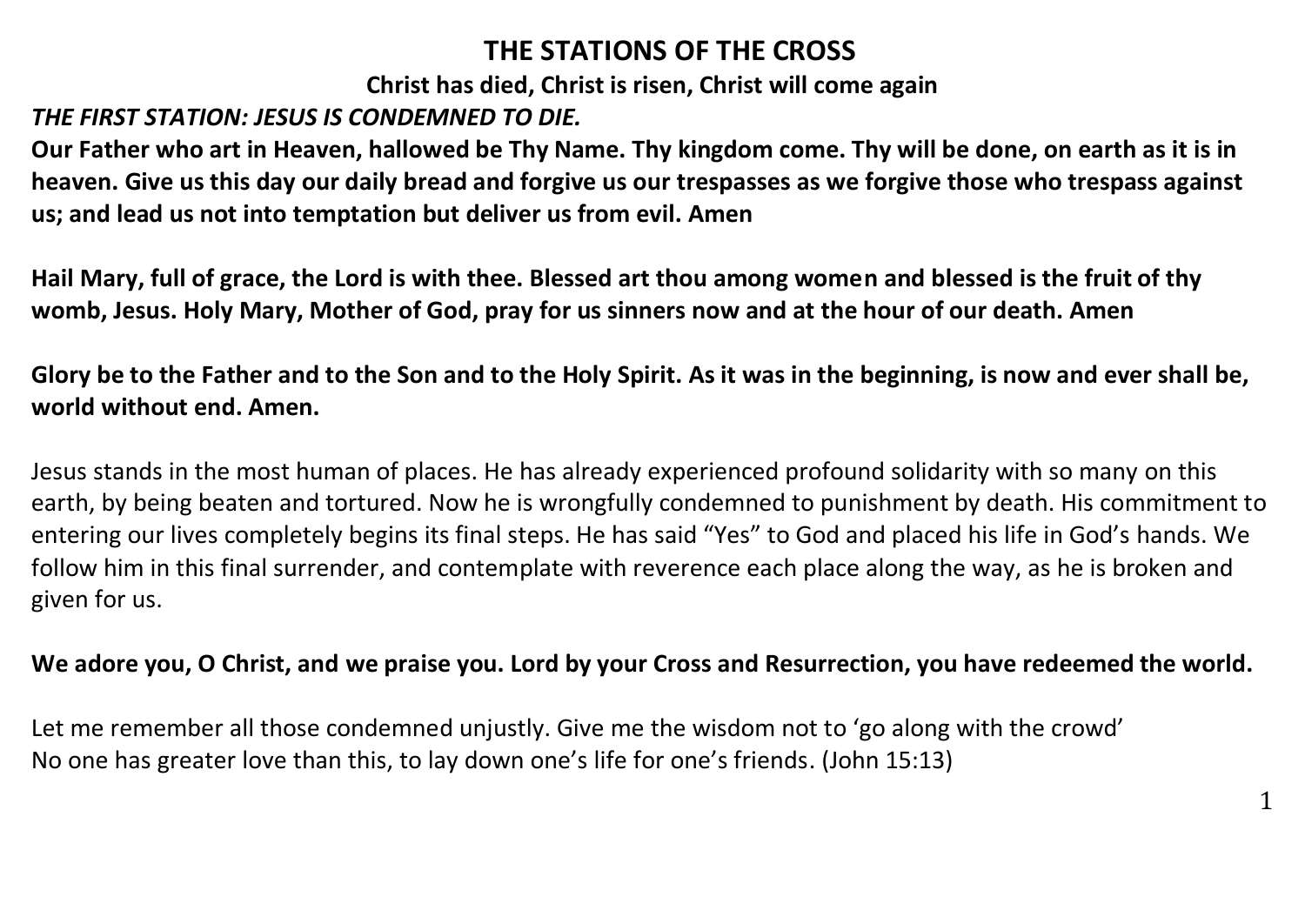# THE STATIONS OF THE CROSS

**Christ has died, Christ is risen, Christ will come again**

***THE FIRST STATION: JESUS IS CONDEMNED TO DIE.***

**Our Father who art in Heaven, hallowed be Thy Name. Thy kingdom come. Thy will be done, on earth as it is in heaven. Give us this day our daily bread and forgive us our trespasses as we forgive those who trespass against us; and lead us not into temptation but deliver us from evil. Amen**

**Hail Mary, full of grace, the Lord is with thee. Blessed art thou among women and blessed is the fruit of thy womb, Jesus. Holy Mary, Mother of God, pray for us sinners now and at the hour of our death. Amen**

**Glory be to the Father and to the Son and to the Holy Spirit. As it was in the beginning, is now and ever shall be, world without end. Amen.**

Jesus stands in the most human of places. He has already experienced profound solidarity with so many on this earth, by being beaten and tortured. Now he is wrongfully condemned to punishment by death. His commitment to entering our lives completely begins its final steps. He has said "Yes" to God and placed his life in God's hands. We follow him in this final surrender, and contemplate with reverence each place along the way, as he is broken and given for us.

**We adore you, O Christ, and we praise you. Lord by your Cross and Resurrection, you have redeemed the world.**

Let me remember all those condemned unjustly. Give me the wisdom not to 'go along with the crowd'
No one has greater love than this, to lay down one's life for one's friends. (John 15:13)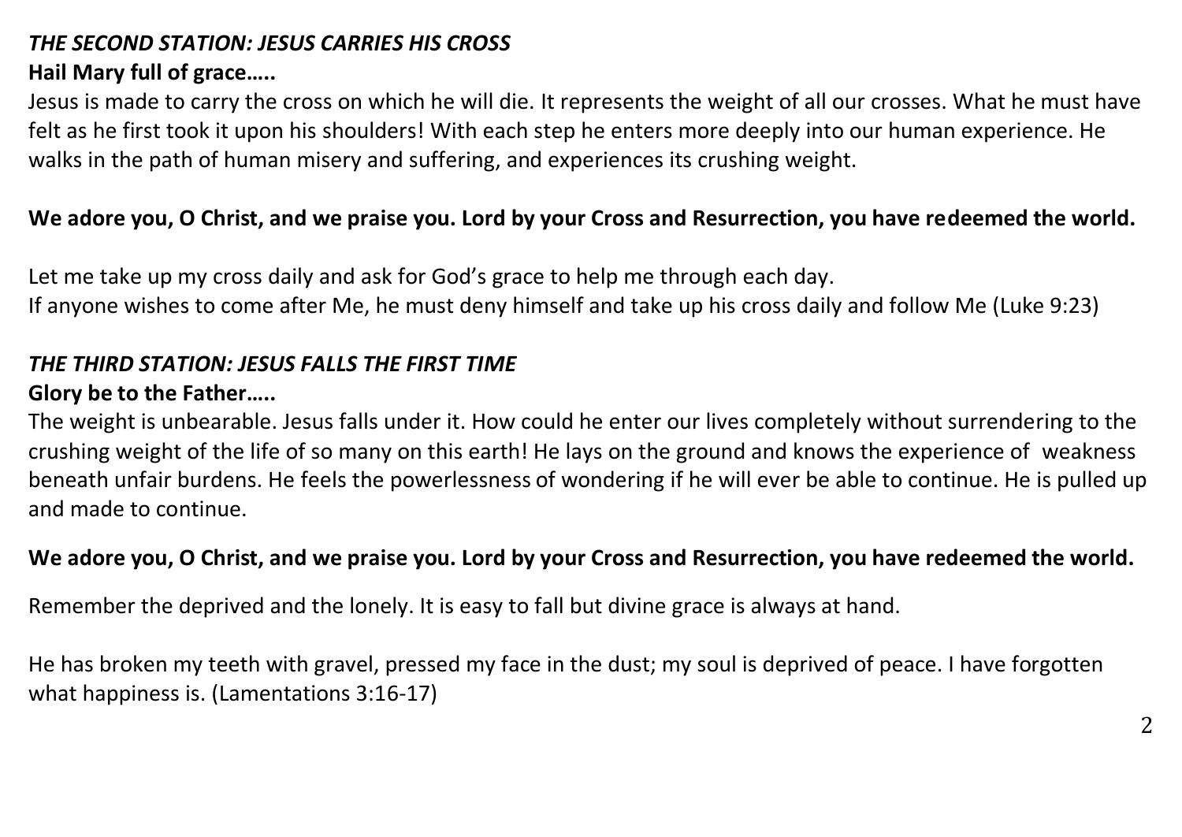### *THE SECOND STATION: JESUS CARRIES HIS CROSS*

**Hail Mary full of grace…..**

Jesus is made to carry the cross on which he will die. It represents the weight of all our crosses. What he must have felt as he first took it upon his shoulders! With each step he enters more deeply into our human experience. He walks in the path of human misery and suffering, and experiences its crushing weight.

**We adore you, O Christ, and we praise you. Lord by your Cross and Resurrection, you have redeemed the world.**

Let me take up my cross daily and ask for God's grace to help me through each day.
If anyone wishes to come after Me, he must deny himself and take up his cross daily and follow Me (Luke 9:23)

### *THE THIRD STATION: JESUS FALLS THE FIRST TIME*

**Glory be to the Father…..**

The weight is unbearable. Jesus falls under it. How could he enter our lives completely without surrendering to the crushing weight of the life of so many on this earth! He lays on the ground and knows the experience of weakness beneath unfair burdens. He feels the powerlessness of wondering if he will ever be able to continue. He is pulled up and made to continue.

**We adore you, O Christ, and we praise you. Lord by your Cross and Resurrection, you have redeemed the world.**

Remember the deprived and the lonely. It is easy to fall but divine grace is always at hand.

He has broken my teeth with gravel, pressed my face in the dust; my soul is deprived of peace. I have forgotten what happiness is. (Lamentations 3:16-17)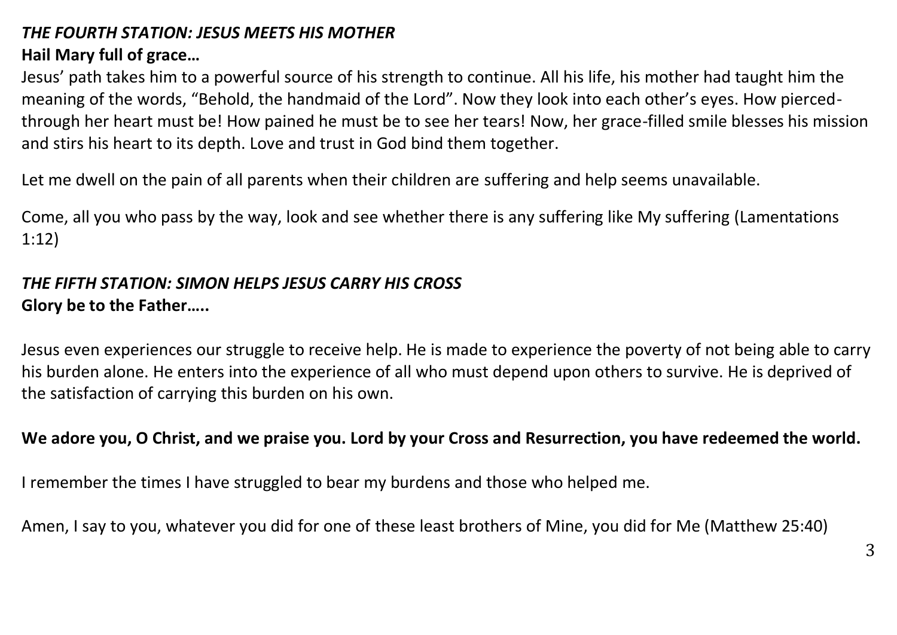### *THE FOURTH STATION: JESUS MEETS HIS MOTHER*

**Hail Mary full of grace…**

Jesus' path takes him to a powerful source of his strength to continue. All his life, his mother had taught him the meaning of the words, "Behold, the handmaid of the Lord". Now they look into each other's eyes. How pierced-through her heart must be! How pained he must be to see her tears! Now, her grace-filled smile blesses his mission and stirs his heart to its depth. Love and trust in God bind them together.

Let me dwell on the pain of all parents when their children are suffering and help seems unavailable.

Come, all you who pass by the way, look and see whether there is any suffering like My suffering (Lamentations 1:12)

### *THE FIFTH STATION: SIMON HELPS JESUS CARRY HIS CROSS*

**Glory be to the Father…..**

Jesus even experiences our struggle to receive help. He is made to experience the poverty of not being able to carry his burden alone. He enters into the experience of all who must depend upon others to survive. He is deprived of the satisfaction of carrying this burden on his own.

**We adore you, O Christ, and we praise you. Lord by your Cross and Resurrection, you have redeemed the world.**

I remember the times I have struggled to bear my burdens and those who helped me.

Amen, I say to you, whatever you did for one of these least brothers of Mine, you did for Me (Matthew 25:40)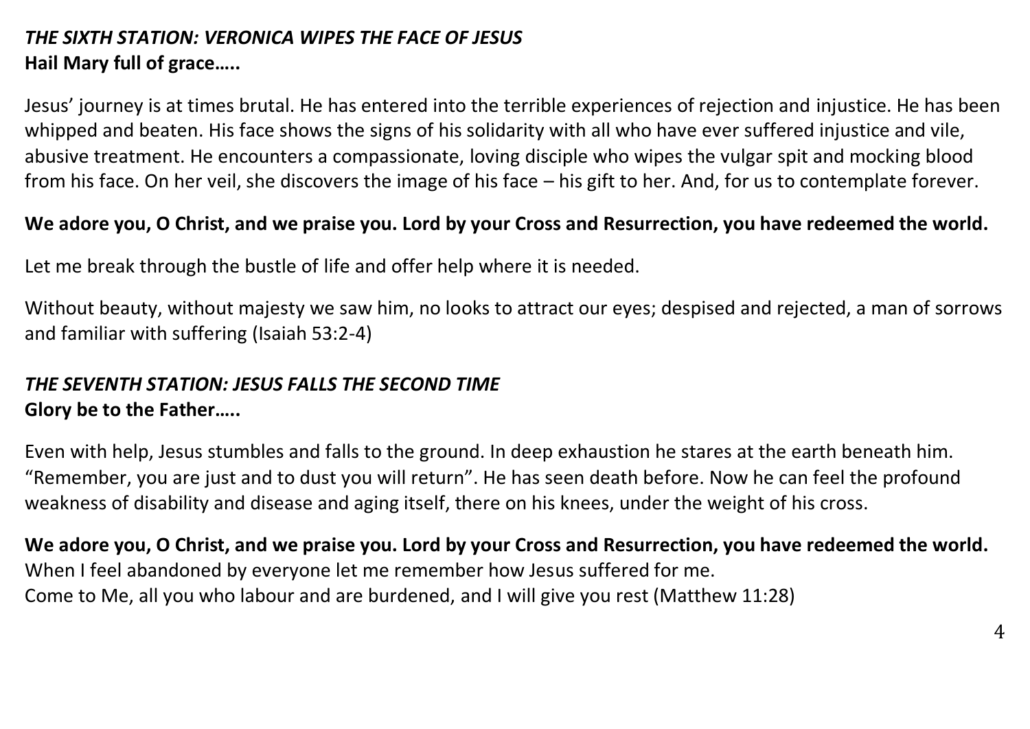### ***THE SIXTH STATION: VERONICA WIPES THE FACE OF JESUS***

**Hail Mary full of grace…..**

Jesus' journey is at times brutal. He has entered into the terrible experiences of rejection and injustice. He has been whipped and beaten. His face shows the signs of his solidarity with all who have ever suffered injustice and vile, abusive treatment. He encounters a compassionate, loving disciple who wipes the vulgar spit and mocking blood from his face. On her veil, she discovers the image of his face – his gift to her. And, for us to contemplate forever.

**We adore you, O Christ, and we praise you. Lord by your Cross and Resurrection, you have redeemed the world.**

Let me break through the bustle of life and offer help where it is needed.

Without beauty, without majesty we saw him, no looks to attract our eyes; despised and rejected, a man of sorrows and familiar with suffering (Isaiah 53:2-4)

### ***THE SEVENTH STATION: JESUS FALLS THE SECOND TIME***

**Glory be to the Father…..**

Even with help, Jesus stumbles and falls to the ground. In deep exhaustion he stares at the earth beneath him. "Remember, you are just and to dust you will return". He has seen death before. Now he can feel the profound weakness of disability and disease and aging itself, there on his knees, under the weight of his cross.

**We adore you, O Christ, and we praise you. Lord by your Cross and Resurrection, you have redeemed the world.**

When I feel abandoned by everyone let me remember how Jesus suffered for me.

Come to Me, all you who labour and are burdened, and I will give you rest (Matthew 11:28)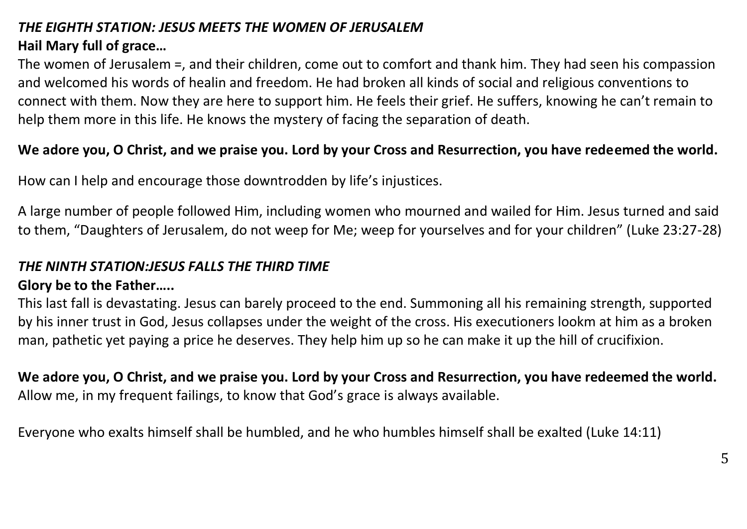### *THE EIGHTH STATION: JESUS MEETS THE WOMEN OF JERUSALEM*

**Hail Mary full of grace…**

The women of Jerusalem =, and their children, come out to comfort and thank him. They had seen his compassion and welcomed his words of healin and freedom. He had broken all kinds of social and religious conventions to connect with them. Now they are here to support him. He feels their grief. He suffers, knowing he can't remain to help them more in this life. He knows the mystery of facing the separation of death.

**We adore you, O Christ, and we praise you. Lord by your Cross and Resurrection, you have redeemed the world.**

How can I help and encourage those downtrodden by life's injustices.

A large number of people followed Him, including women who mourned and wailed for Him. Jesus turned and said to them, "Daughters of Jerusalem, do not weep for Me; weep for yourselves and for your children" (Luke 23:27-28)

### *THE NINTH STATION:JESUS FALLS THE THIRD TIME*

**Glory be to the Father…..**

This last fall is devastating. Jesus can barely proceed to the end. Summoning all his remaining strength, supported by his inner trust in God, Jesus collapses under the weight of the cross. His executioners lookm at him as a broken man, pathetic yet paying a price he deserves. They help him up so he can make it up the hill of crucifixion.

**We adore you, O Christ, and we praise you. Lord by your Cross and Resurrection, you have redeemed the world.**
Allow me, in my frequent failings, to know that God's grace is always available.

Everyone who exalts himself shall be humbled, and he who humbles himself shall be exalted (Luke 14:11)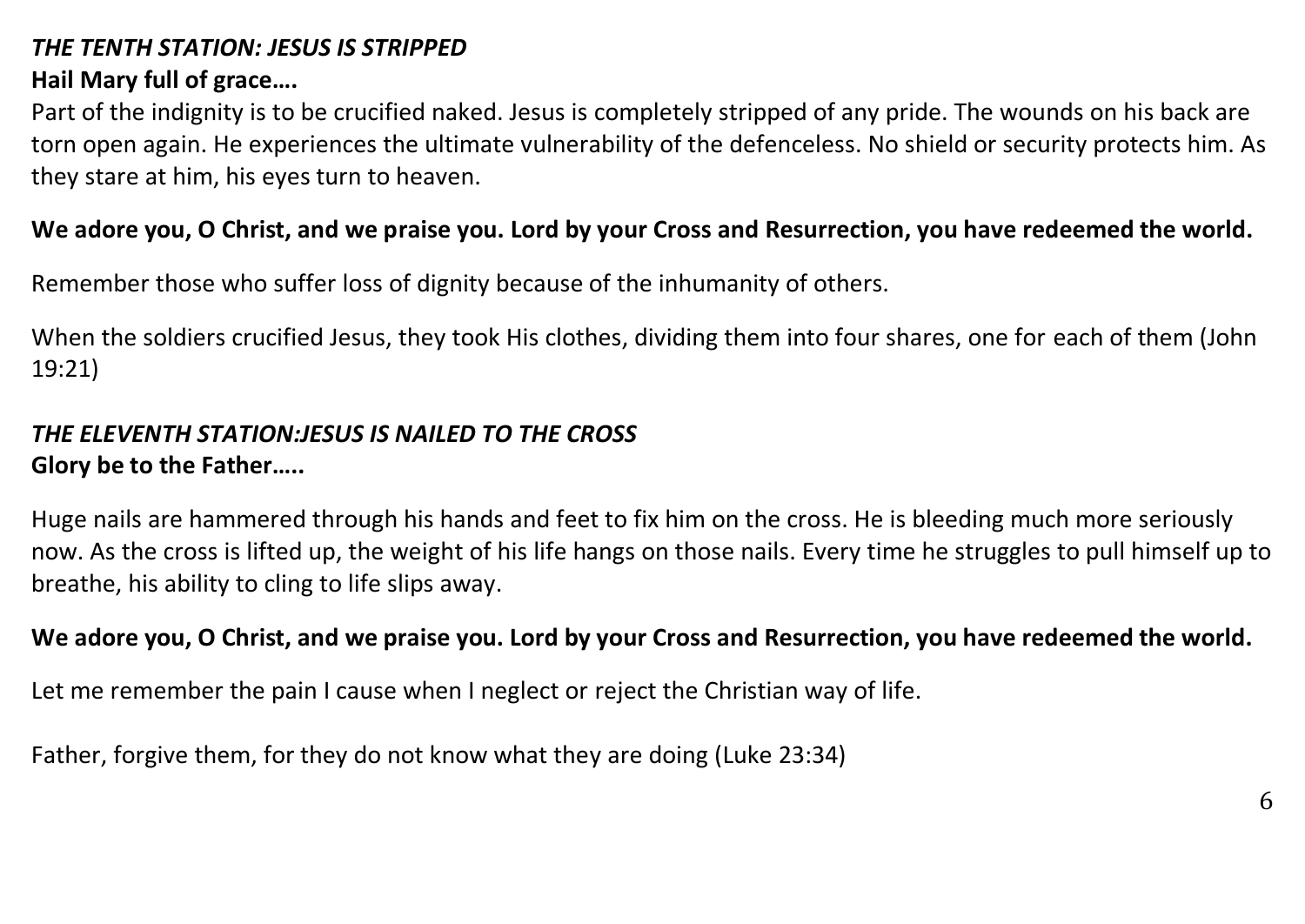### *THE TENTH STATION: JESUS IS STRIPPED*

**Hail Mary full of grace….**

Part of the indignity is to be crucified naked. Jesus is completely stripped of any pride. The wounds on his back are torn open again. He experiences the ultimate vulnerability of the defenceless. No shield or security protects him. As they stare at him, his eyes turn to heaven.

**We adore you, O Christ, and we praise you. Lord by your Cross and Resurrection, you have redeemed the world.**

Remember those who suffer loss of dignity because of the inhumanity of others.

When the soldiers crucified Jesus, they took His clothes, dividing them into four shares, one for each of them (John 19:21)

### *THE ELEVENTH STATION:JESUS IS NAILED TO THE CROSS*

**Glory be to the Father…..**

Huge nails are hammered through his hands and feet to fix him on the cross. He is bleeding much more seriously now. As the cross is lifted up, the weight of his life hangs on those nails. Every time he struggles to pull himself up to breathe, his ability to cling to life slips away.

**We adore you, O Christ, and we praise you. Lord by your Cross and Resurrection, you have redeemed the world.**

Let me remember the pain I cause when I neglect or reject the Christian way of life.

Father, forgive them, for they do not know what they are doing (Luke 23:34)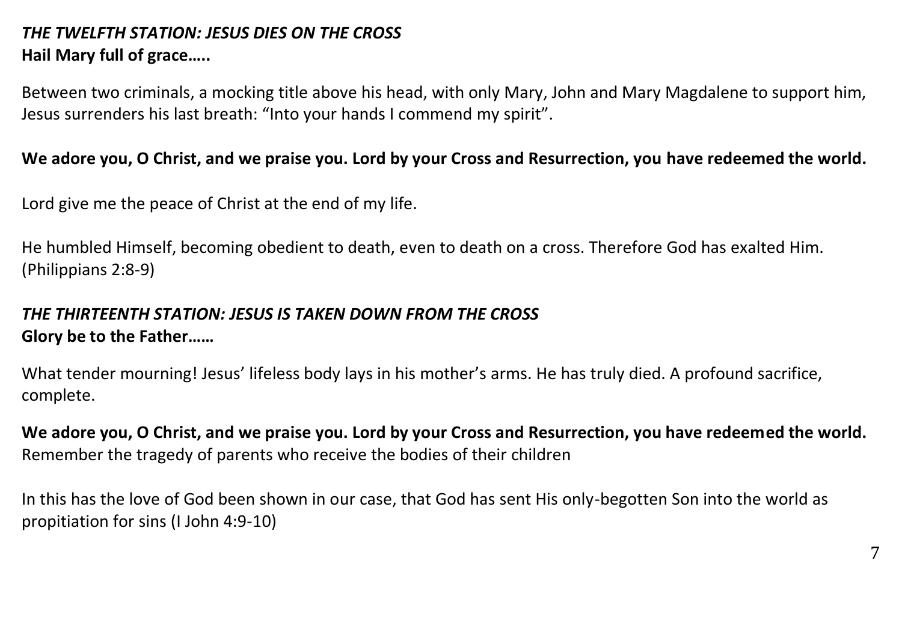### ***THE TWELFTH STATION: JESUS DIES ON THE CROSS***

**Hail Mary full of grace…..**

Between two criminals, a mocking title above his head, with only Mary, John and Mary Magdalene to support him, Jesus surrenders his last breath: "Into your hands I commend my spirit".

**We adore you, O Christ, and we praise you. Lord by your Cross and Resurrection, you have redeemed the world.**

Lord give me the peace of Christ at the end of my life.

He humbled Himself, becoming obedient to death, even to death on a cross. Therefore God has exalted Him. (Philippians 2:8-9)

### ***THE THIRTEENTH STATION: JESUS IS TAKEN DOWN FROM THE CROSS***

**Glory be to the Father……**

What tender mourning! Jesus' lifeless body lays in his mother's arms. He has truly died. A profound sacrifice, complete.

**We adore you, O Christ, and we praise you. Lord by your Cross and Resurrection, you have redeemed the world.**
Remember the tragedy of parents who receive the bodies of their children

In this has the love of God been shown in our case, that God has sent His only-begotten Son into the world as propitiation for sins (I John 4:9-10)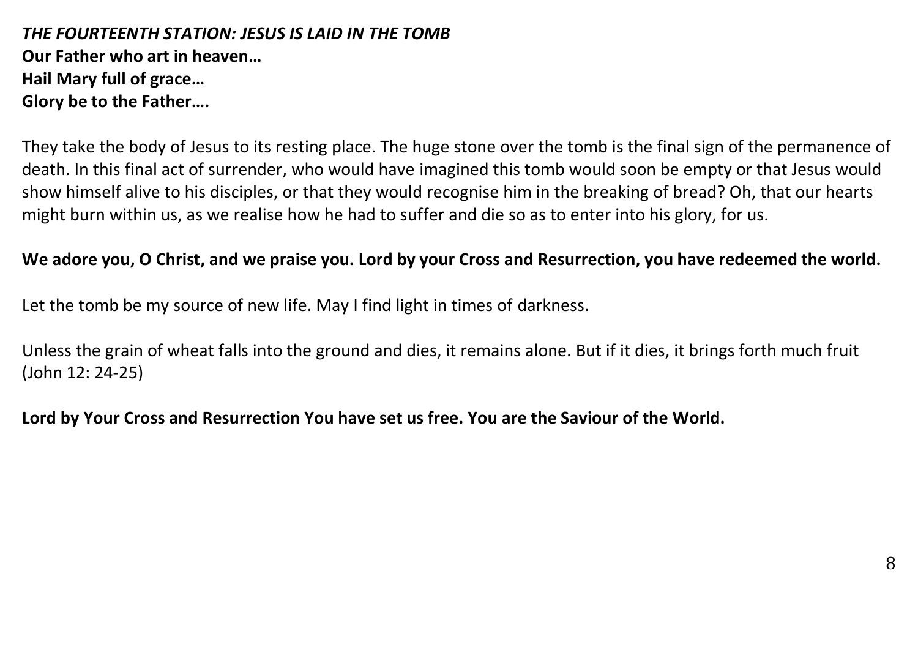***THE FOURTEENTH STATION: JESUS IS LAID IN THE TOMB***

**Our Father who art in heaven…**
**Hail Mary full of grace…**
**Glory be to the Father….**

They take the body of Jesus to its resting place. The huge stone over the tomb is the final sign of the permanence of death. In this final act of surrender, who would have imagined this tomb would soon be empty or that Jesus would show himself alive to his disciples, or that they would recognise him in the breaking of bread? Oh, that our hearts might burn within us, as we realise how he had to suffer and die so as to enter into his glory, for us.

**We adore you, O Christ, and we praise you. Lord by your Cross and Resurrection, you have redeemed the world.**

Let the tomb be my source of new life. May I find light in times of darkness.

Unless the grain of wheat falls into the ground and dies, it remains alone. But if it dies, it brings forth much fruit (John 12: 24-25)

**Lord by Your Cross and Resurrection You have set us free. You are the Saviour of the World.**